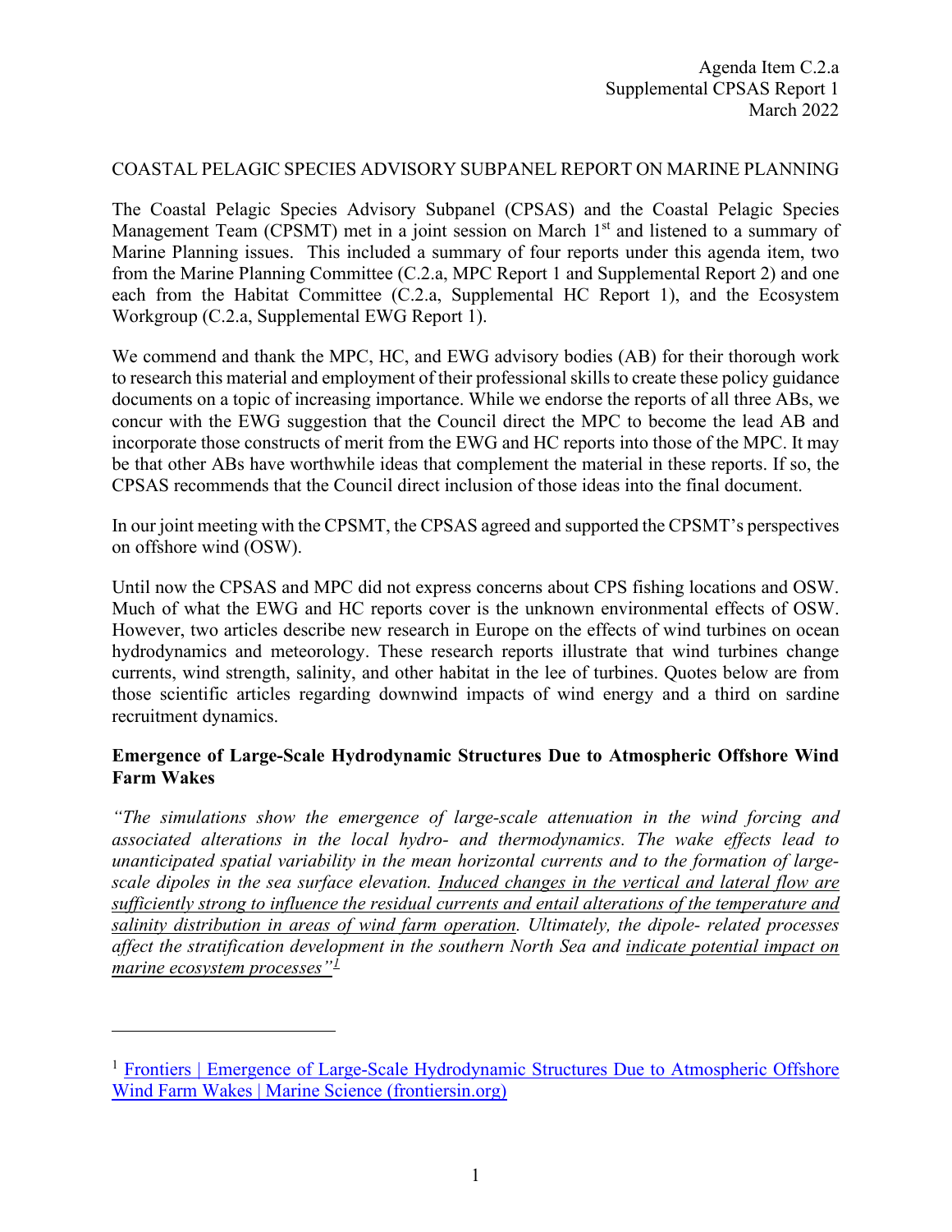Agenda Item C.2.a
Supplemental CPSAS Report 1
March 2022

COASTAL PELAGIC SPECIES ADVISORY SUBPANEL REPORT ON MARINE PLANNING

The Coastal Pelagic Species Advisory Subpanel (CPSAS) and the Coastal Pelagic Species Management Team (CPSMT) met in a joint session on March 1st and listened to a summary of Marine Planning issues. This included a summary of four reports under this agenda item, two from the Marine Planning Committee (C.2.a, MPC Report 1 and Supplemental Report 2) and one each from the Habitat Committee (C.2.a, Supplemental HC Report 1), and the Ecosystem Workgroup (C.2.a, Supplemental EWG Report 1).

We commend and thank the MPC, HC, and EWG advisory bodies (AB) for their thorough work to research this material and employment of their professional skills to create these policy guidance documents on a topic of increasing importance. While we endorse the reports of all three ABs, we concur with the EWG suggestion that the Council direct the MPC to become the lead AB and incorporate those constructs of merit from the EWG and HC reports into those of the MPC. It may be that other ABs have worthwhile ideas that complement the material in these reports. If so, the CPSAS recommends that the Council direct inclusion of those ideas into the final document.

In our joint meeting with the CPSMT, the CPSAS agreed and supported the CPSMT's perspectives on offshore wind (OSW).

Until now the CPSAS and MPC did not express concerns about CPS fishing locations and OSW. Much of what the EWG and HC reports cover is the unknown environmental effects of OSW. However, two articles describe new research in Europe on the effects of wind turbines on ocean hydrodynamics and meteorology. These research reports illustrate that wind turbines change currents, wind strength, salinity, and other habitat in the lee of turbines. Quotes below are from those scientific articles regarding downwind impacts of wind energy and a third on sardine recruitment dynamics.

**Emergence of Large-Scale Hydrodynamic Structures Due to Atmospheric Offshore Wind Farm Wakes**

*"The simulations show the emergence of large-scale attenuation in the wind forcing and associated alterations in the local hydro- and thermodynamics. The wake effects lead to unanticipated spatial variability in the mean horizontal currents and to the formation of large-scale dipoles in the sea surface elevation. Induced changes in the vertical and lateral flow are sufficiently strong to influence the residual currents and entail alterations of the temperature and salinity distribution in areas of wind farm operation. Ultimately, the dipole- related processes affect the stratification development in the southern North Sea and indicate potential impact on marine ecosystem processes"*[1]

---

[1] Frontiers | Emergence of Large-Scale Hydrodynamic Structures Due to Atmospheric Offshore Wind Farm Wakes | Marine Science (frontiersin.org)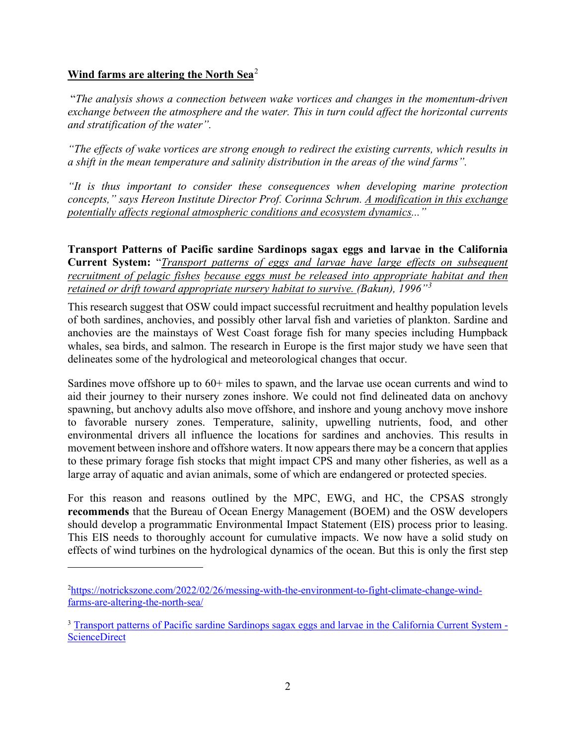**Wind farms are altering the North Sea**[2]

"*The analysis shows a connection between wake vortices and changes in the momentum-driven exchange between the atmosphere and the water. This in turn could affect the horizontal currents and stratification of the water".*

*"The effects of wake vortices are strong enough to redirect the existing currents, which results in a shift in the mean temperature and salinity distribution in the areas of the wind farms".*

*"It is thus important to consider these consequences when developing marine protection concepts," says Hereon Institute Director Prof. Corinna Schrum. A modification in this exchange potentially affects regional atmospheric conditions and ecosystem dynamics..."*

**Transport Patterns of Pacific sardine Sardinops sagax eggs and larvae in the California Current System:** "*Transport patterns of eggs and larvae have large effects on subsequent recruitment of pelagic fishes because eggs must be released into appropriate habitat and then retained or drift toward appropriate nursery habitat to survive. (Bakun), 1996"*[3]

This research suggest that OSW could impact successful recruitment and healthy population levels of both sardines, anchovies, and possibly other larval fish and varieties of plankton. Sardine and anchovies are the mainstays of West Coast forage fish for many species including Humpback whales, sea birds, and salmon. The research in Europe is the first major study we have seen that delineates some of the hydrological and meteorological changes that occur.

Sardines move offshore up to 60+ miles to spawn, and the larvae use ocean currents and wind to aid their journey to their nursery zones inshore. We could not find delineated data on anchovy spawning, but anchovy adults also move offshore, and inshore and young anchovy move inshore to favorable nursery zones. Temperature, salinity, upwelling nutrients, food, and other environmental drivers all influence the locations for sardines and anchovies. This results in movement between inshore and offshore waters. It now appears there may be a concern that applies to these primary forage fish stocks that might impact CPS and many other fisheries, as well as a large array of aquatic and avian animals, some of which are endangered or protected species.

For this reason and reasons outlined by the MPC, EWG, and HC, the CPSAS strongly **recommends** that the Bureau of Ocean Energy Management (BOEM) and the OSW developers should develop a programmatic Environmental Impact Statement (EIS) process prior to leasing. This EIS needs to thoroughly account for cumulative impacts. We now have a solid study on effects of wind turbines on the hydrological dynamics of the ocean. But this is only the first step

---

[2] https://notrickszone.com/2022/02/26/messing-with-the-environment-to-fight-climate-change-wind-farms-are-altering-the-north-sea/

[3] Transport patterns of Pacific sardine Sardinops sagax eggs and larvae in the California Current System - ScienceDirect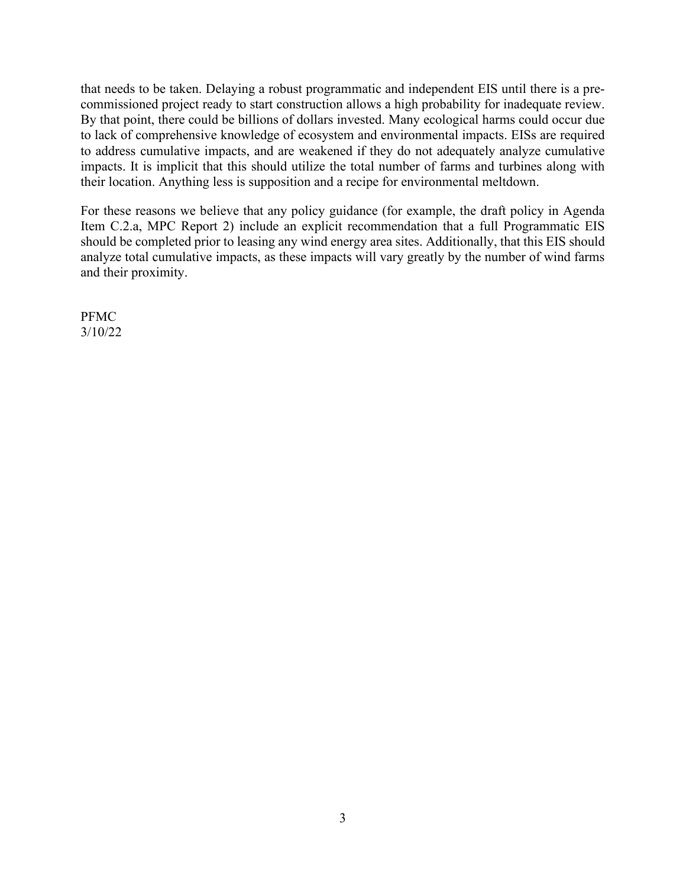that needs to be taken. Delaying a robust programmatic and independent EIS until there is a pre-commissioned project ready to start construction allows a high probability for inadequate review. By that point, there could be billions of dollars invested. Many ecological harms could occur due to lack of comprehensive knowledge of ecosystem and environmental impacts. EISs are required to address cumulative impacts, and are weakened if they do not adequately analyze cumulative impacts. It is implicit that this should utilize the total number of farms and turbines along with their location. Anything less is supposition and a recipe for environmental meltdown.

For these reasons we believe that any policy guidance (for example, the draft policy in Agenda Item C.2.a, MPC Report 2) include an explicit recommendation that a full Programmatic EIS should be completed prior to leasing any wind energy area sites. Additionally, that this EIS should analyze total cumulative impacts, as these impacts will vary greatly by the number of wind farms and their proximity.

PFMC
3/10/22